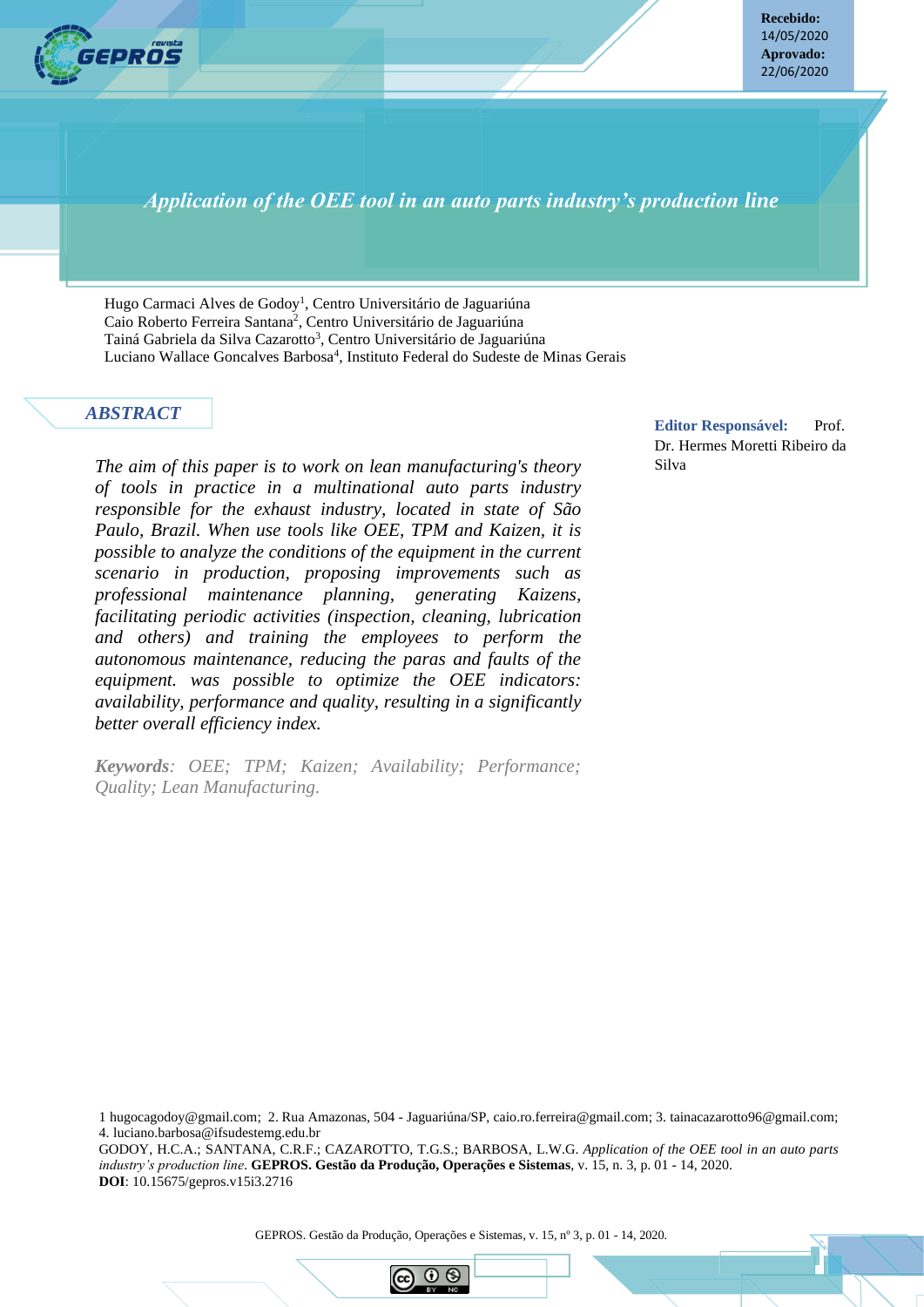**Recebido:** 14/05/2020
**Aprovado:** 22/06/2020

# *Application of the OEE tool in an auto parts industry's production line*

Hugo Carmaci Alves de Godoy[1], Centro Universitário de Jaguariúna
Caio Roberto Ferreira Santana[2], Centro Universitário de Jaguariúna
Tainá Gabriela da Silva Cazarotto[3], Centro Universitário de Jaguariúna
Luciano Wallace Goncalves Barbosa[4], Instituto Federal do Sudeste de Minas Gerais

## *ABSTRACT*

*The aim of this paper is to work on lean manufacturing's theory of tools in practice in a multinational auto parts industry responsible for the exhaust industry, located in state of São Paulo, Brazil. When use tools like OEE, TPM and Kaizen, it is possible to analyze the conditions of the equipment in the current scenario in production, proposing improvements such as professional maintenance planning, generating Kaizens, facilitating periodic activities (inspection, cleaning, lubrication and others) and training the employees to perform the autonomous maintenance, reducing the paras and faults of the equipment. was possible to optimize the OEE indicators: availability, performance and quality, resulting in a significantly better overall efficiency index.*

***Keywords****: OEE; TPM; Kaizen; Availability; Performance; Quality; Lean Manufacturing.*

**Editor Responsável:** Prof. Dr. Hermes Moretti Ribeiro da Silva

1 hugocagodoy@gmail.com; 2. Rua Amazonas, 504 - Jaguariúna/SP, caio.ro.ferreira@gmail.com; 3. tainacazarotto96@gmail.com; 4. luciano.barbosa@ifsudestemg.edu.br

GODOY, H.C.A.; SANTANA, C.R.F.; CAZAROTTO, T.G.S.; BARBOSA, L.W.G. *Application of the OEE tool in an auto parts industry's production line*. **GEPROS. Gestão da Produção, Operações e Sistemas**, v. 15, n. 3, p. 01 - 14, 2020.
**DOI**: 10.15675/gepros.v15i3.2716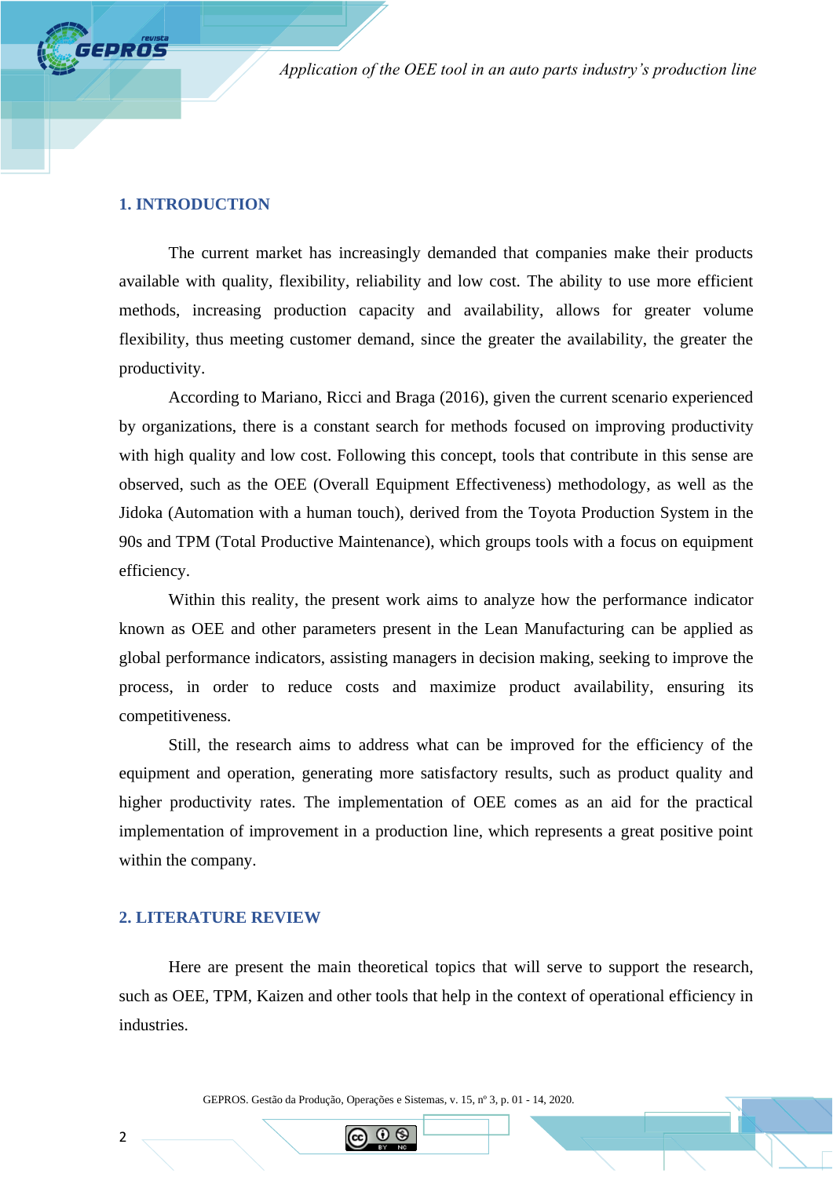## 1. INTRODUCTION

The current market has increasingly demanded that companies make their products available with quality, flexibility, reliability and low cost. The ability to use more efficient methods, increasing production capacity and availability, allows for greater volume flexibility, thus meeting customer demand, since the greater the availability, the greater the productivity.

According to Mariano, Ricci and Braga (2016), given the current scenario experienced by organizations, there is a constant search for methods focused on improving productivity with high quality and low cost. Following this concept, tools that contribute in this sense are observed, such as the OEE (Overall Equipment Effectiveness) methodology, as well as the Jidoka (Automation with a human touch), derived from the Toyota Production System in the 90s and TPM (Total Productive Maintenance), which groups tools with a focus on equipment efficiency.

Within this reality, the present work aims to analyze how the performance indicator known as OEE and other parameters present in the Lean Manufacturing can be applied as global performance indicators, assisting managers in decision making, seeking to improve the process, in order to reduce costs and maximize product availability, ensuring its competitiveness.

Still, the research aims to address what can be improved for the efficiency of the equipment and operation, generating more satisfactory results, such as product quality and higher productivity rates. The implementation of OEE comes as an aid for the practical implementation of improvement in a production line, which represents a great positive point within the company.

## 2. LITERATURE REVIEW

Here are present the main theoretical topics that will serve to support the research, such as OEE, TPM, Kaizen and other tools that help in the context of operational efficiency in industries.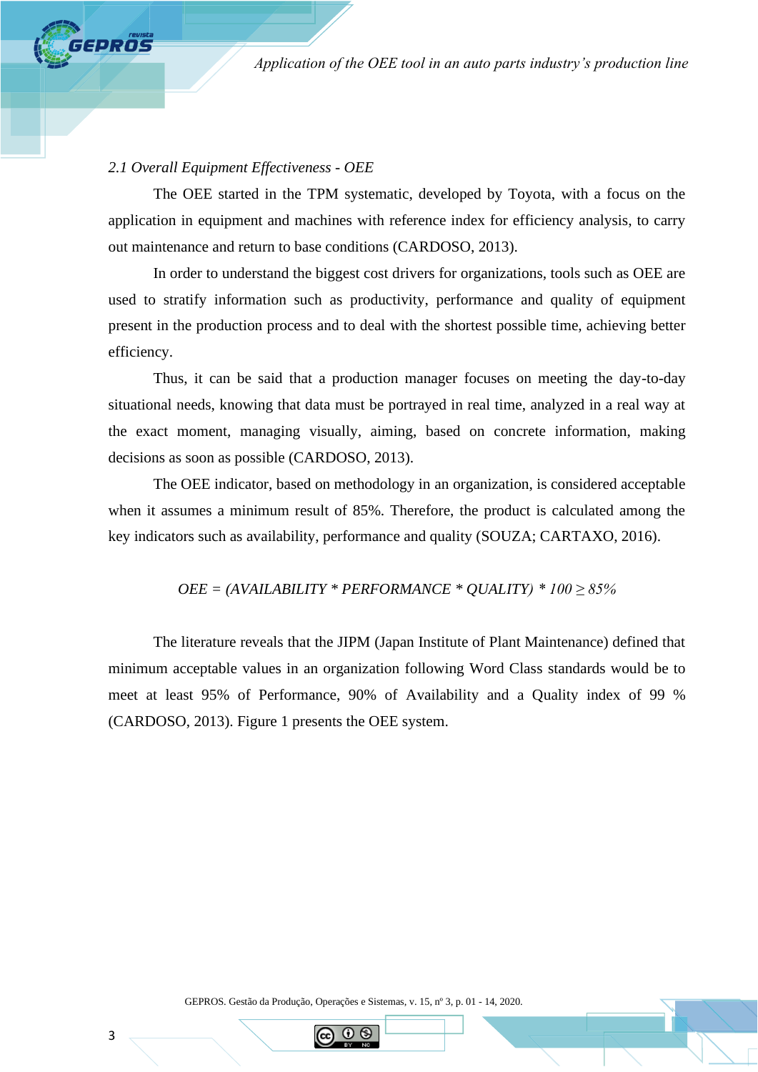### 2.1 Overall Equipment Effectiveness - OEE

The OEE started in the TPM systematic, developed by Toyota, with a focus on the application in equipment and machines with reference index for efficiency analysis, to carry out maintenance and return to base conditions (CARDOSO, 2013).

In order to understand the biggest cost drivers for organizations, tools such as OEE are used to stratify information such as productivity, performance and quality of equipment present in the production process and to deal with the shortest possible time, achieving better efficiency.

Thus, it can be said that a production manager focuses on meeting the day-to-day situational needs, knowing that data must be portrayed in real time, analyzed in a real way at the exact moment, managing visually, aiming, based on concrete information, making decisions as soon as possible (CARDOSO, 2013).

The OEE indicator, based on methodology in an organization, is considered acceptable when it assumes a minimum result of 85%. Therefore, the product is calculated among the key indicators such as availability, performance and quality (SOUZA; CARTAXO, 2016).

$$OEE = (AVAILABILITY * PERFORMANCE * QUALITY) * 100 \geq 85\%$$

The literature reveals that the JIPM (Japan Institute of Plant Maintenance) defined that minimum acceptable values in an organization following Word Class standards would be to meet at least 95% of Performance, 90% of Availability and a Quality index of 99 % (CARDOSO, 2013). Figure 1 presents the OEE system.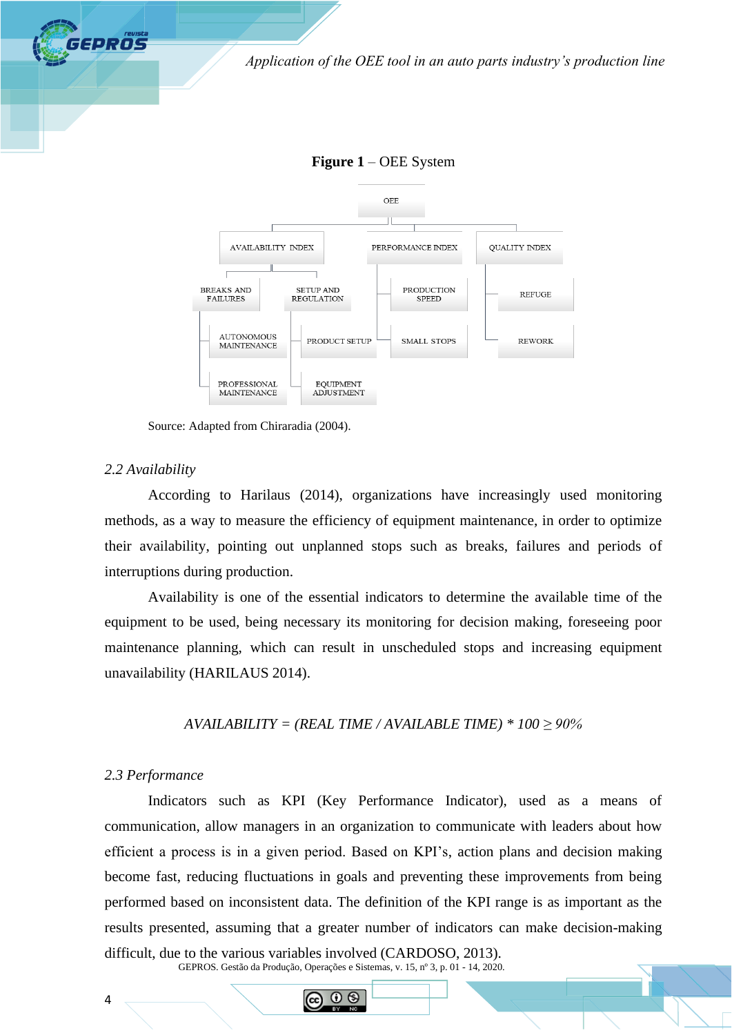**Figure 1** – OEE System

- OEE
  - AVAILABILITY INDEX
    - BREAKS AND FAILURES
      - AUTONOMOUS MAINTENANCE
      - PROFESSIONAL MAINTENANCE
    - SETUP AND REGULATION
      - PRODUCT SETUP
      - EQUIPMENT ADJUSTMENT
  - PERFORMANCE INDEX
    - PRODUCTION SPEED
    - SMALL STOPS
  - QUALITY INDEX
    - REFUGE
    - REWORK

Source: Adapted from Chiraradia (2004).

### *2.2 Availability*

According to Harilaus (2014), organizations have increasingly used monitoring methods, as a way to measure the efficiency of equipment maintenance, in order to optimize their availability, pointing out unplanned stops such as breaks, failures and periods of interruptions during production.

Availability is one of the essential indicators to determine the available time of the equipment to be used, being necessary its monitoring for decision making, foreseeing poor maintenance planning, which can result in unscheduled stops and increasing equipment unavailability (HARILAUS 2014).

$$AVAILABILITY = (REAL\ TIME \,/\, AVAILABLE\ TIME) * 100 \geq 90\%$$

### *2.3 Performance*

Indicators such as KPI (Key Performance Indicator), used as a means of communication, allow managers in an organization to communicate with leaders about how efficient a process is in a given period. Based on KPI's, action plans and decision making become fast, reducing fluctuations in goals and preventing these improvements from being performed based on inconsistent data. The definition of the KPI range is as important as the results presented, assuming that a greater number of indicators can make decision-making difficult, due to the various variables involved (CARDOSO, 2013).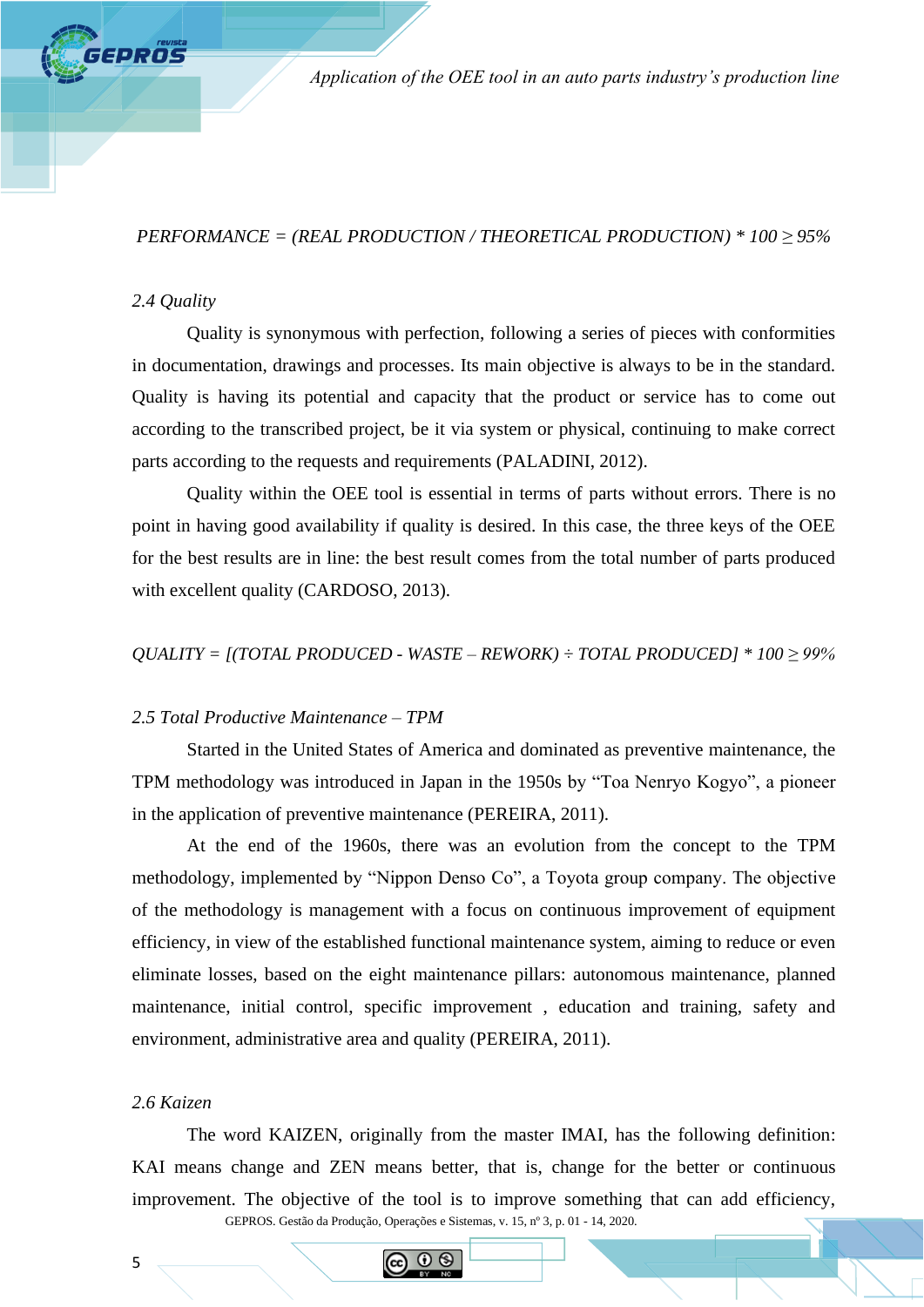*PERFORMANCE = (REAL PRODUCTION / THEORETICAL PRODUCTION) * 100 ≥ 95%*

### 2.4 Quality

Quality is synonymous with perfection, following a series of pieces with conformities in documentation, drawings and processes. Its main objective is always to be in the standard. Quality is having its potential and capacity that the product or service has to come out according to the transcribed project, be it via system or physical, continuing to make correct parts according to the requests and requirements (PALADINI, 2012).

Quality within the OEE tool is essential in terms of parts without errors. There is no point in having good availability if quality is desired. In this case, the three keys of the OEE for the best results are in line: the best result comes from the total number of parts produced with excellent quality (CARDOSO, 2013).

*QUALITY = [(TOTAL PRODUCED - WASTE – REWORK) ÷ TOTAL PRODUCED] * 100 ≥ 99%*

### 2.5 Total Productive Maintenance – TPM

Started in the United States of America and dominated as preventive maintenance, the TPM methodology was introduced in Japan in the 1950s by "Toa Nenryo Kogyo", a pioneer in the application of preventive maintenance (PEREIRA, 2011).

At the end of the 1960s, there was an evolution from the concept to the TPM methodology, implemented by "Nippon Denso Co", a Toyota group company. The objective of the methodology is management with a focus on continuous improvement of equipment efficiency, in view of the established functional maintenance system, aiming to reduce or even eliminate losses, based on the eight maintenance pillars: autonomous maintenance, planned maintenance, initial control, specific improvement , education and training, safety and environment, administrative area and quality (PEREIRA, 2011).

### 2.6 Kaizen

The word KAIZEN, originally from the master IMAI, has the following definition: KAI means change and ZEN means better, that is, change for the better or continuous improvement. The objective of the tool is to improve something that can add efficiency,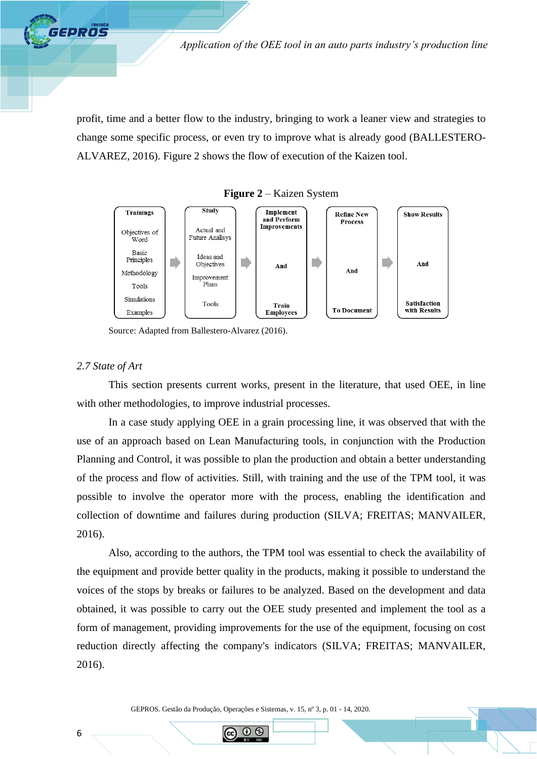profit, time and a better flow to the industry, bringing to work a leaner view and strategies to change some specific process, or even try to improve what is already good (BALLESTERO-ALVAREZ, 2016). Figure 2 shows the flow of execution of the Kaizen tool.

**Figure 2** – Kaizen System

| Trainings | Study | Implement and Perform Improvements | Refine New Process | Show Results |
|---|---|---|---|---|
| Objectives of Word | Actual and Future Analisys | | | |
| Basic Principles | Ideas and Objectives | And | And | And |
| Methodology | Improvement Plans | | | |
| Tools | Tools | | | |
| Simulations | | Train Employees | To Document | Satisfaction with Results |
| Examples | | | | |

Source: Adapted from Ballestero-Alvarez (2016).

### *2.7 State of Art*

This section presents current works, present in the literature, that used OEE, in line with other methodologies, to improve industrial processes.

In a case study applying OEE in a grain processing line, it was observed that with the use of an approach based on Lean Manufacturing tools, in conjunction with the Production Planning and Control, it was possible to plan the production and obtain a better understanding of the process and flow of activities. Still, with training and the use of the TPM tool, it was possible to involve the operator more with the process, enabling the identification and collection of downtime and failures during production (SILVA; FREITAS; MANVAILER, 2016).

Also, according to the authors, the TPM tool was essential to check the availability of the equipment and provide better quality in the products, making it possible to understand the voices of the stops by breaks or failures to be analyzed. Based on the development and data obtained, it was possible to carry out the OEE study presented and implement the tool as a form of management, providing improvements for the use of the equipment, focusing on cost reduction directly affecting the company's indicators (SILVA; FREITAS; MANVAILER, 2016).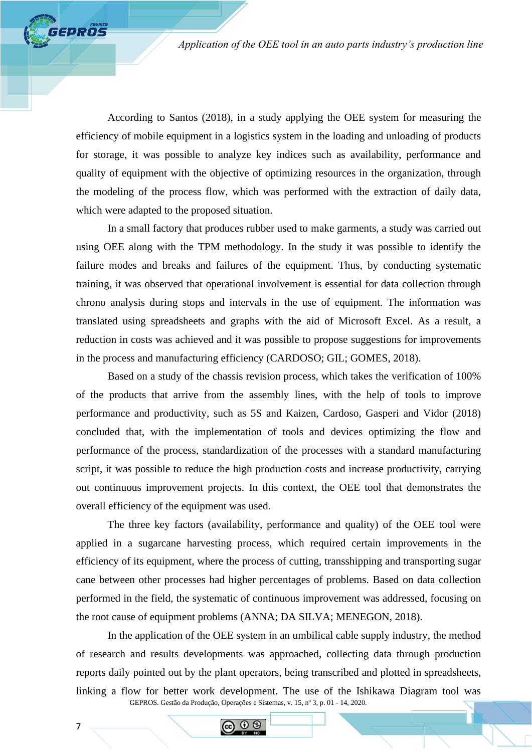According to Santos (2018), in a study applying the OEE system for measuring the efficiency of mobile equipment in a logistics system in the loading and unloading of products for storage, it was possible to analyze key indices such as availability, performance and quality of equipment with the objective of optimizing resources in the organization, through the modeling of the process flow, which was performed with the extraction of daily data, which were adapted to the proposed situation.

In a small factory that produces rubber used to make garments, a study was carried out using OEE along with the TPM methodology. In the study it was possible to identify the failure modes and breaks and failures of the equipment. Thus, by conducting systematic training, it was observed that operational involvement is essential for data collection through chrono analysis during stops and intervals in the use of equipment. The information was translated using spreadsheets and graphs with the aid of Microsoft Excel. As a result, a reduction in costs was achieved and it was possible to propose suggestions for improvements in the process and manufacturing efficiency (CARDOSO; GIL; GOMES, 2018).

Based on a study of the chassis revision process, which takes the verification of 100% of the products that arrive from the assembly lines, with the help of tools to improve performance and productivity, such as 5S and Kaizen, Cardoso, Gasperi and Vidor (2018) concluded that, with the implementation of tools and devices optimizing the flow and performance of the process, standardization of the processes with a standard manufacturing script, it was possible to reduce the high production costs and increase productivity, carrying out continuous improvement projects. In this context, the OEE tool that demonstrates the overall efficiency of the equipment was used.

The three key factors (availability, performance and quality) of the OEE tool were applied in a sugarcane harvesting process, which required certain improvements in the efficiency of its equipment, where the process of cutting, transshipping and transporting sugar cane between other processes had higher percentages of problems. Based on data collection performed in the field, the systematic of continuous improvement was addressed, focusing on the root cause of equipment problems (ANNA; DA SILVA; MENEGON, 2018).

In the application of the OEE system in an umbilical cable supply industry, the method of research and results developments was approached, collecting data through production reports daily pointed out by the plant operators, being transcribed and plotted in spreadsheets, linking a flow for better work development. The use of the Ishikawa Diagram tool was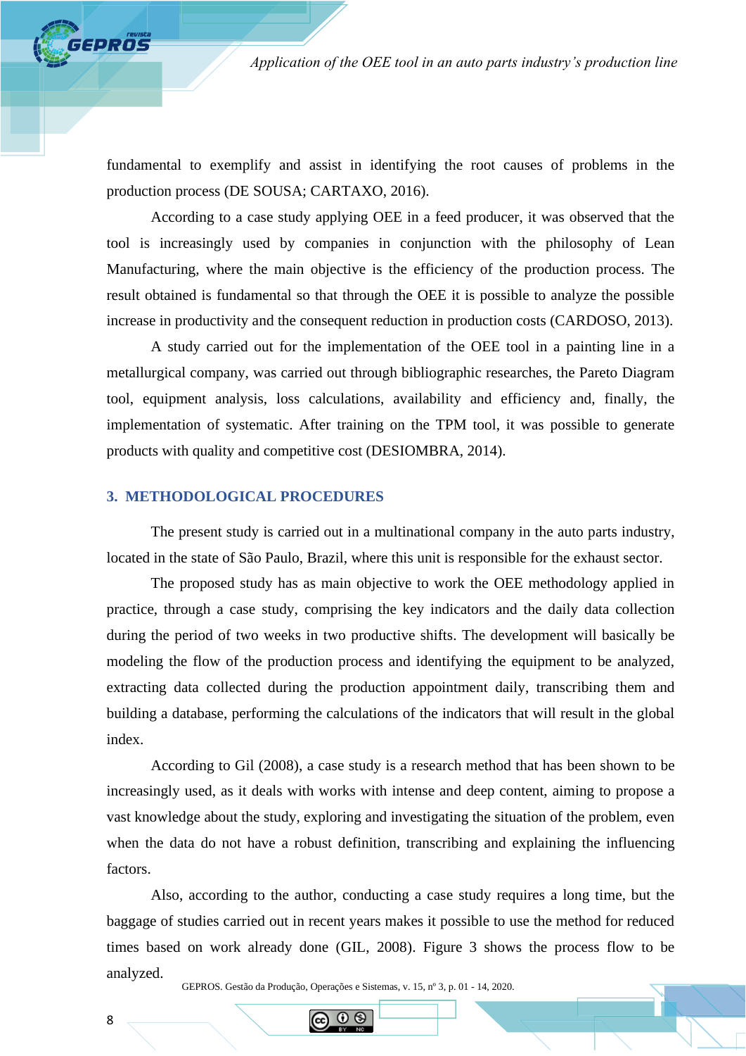fundamental to exemplify and assist in identifying the root causes of problems in the production process (DE SOUSA; CARTAXO, 2016).

According to a case study applying OEE in a feed producer, it was observed that the tool is increasingly used by companies in conjunction with the philosophy of Lean Manufacturing, where the main objective is the efficiency of the production process. The result obtained is fundamental so that through the OEE it is possible to analyze the possible increase in productivity and the consequent reduction in production costs (CARDOSO, 2013).

A study carried out for the implementation of the OEE tool in a painting line in a metallurgical company, was carried out through bibliographic researches, the Pareto Diagram tool, equipment analysis, loss calculations, availability and efficiency and, finally, the implementation of systematic. After training on the TPM tool, it was possible to generate products with quality and competitive cost (DESIOMBRA, 2014).

## 3. METHODOLOGICAL PROCEDURES

The present study is carried out in a multinational company in the auto parts industry, located in the state of São Paulo, Brazil, where this unit is responsible for the exhaust sector.

The proposed study has as main objective to work the OEE methodology applied in practice, through a case study, comprising the key indicators and the daily data collection during the period of two weeks in two productive shifts. The development will basically be modeling the flow of the production process and identifying the equipment to be analyzed, extracting data collected during the production appointment daily, transcribing them and building a database, performing the calculations of the indicators that will result in the global index.

According to Gil (2008), a case study is a research method that has been shown to be increasingly used, as it deals with works with intense and deep content, aiming to propose a vast knowledge about the study, exploring and investigating the situation of the problem, even when the data do not have a robust definition, transcribing and explaining the influencing factors.

Also, according to the author, conducting a case study requires a long time, but the baggage of studies carried out in recent years makes it possible to use the method for reduced times based on work already done (GIL, 2008). Figure 3 shows the process flow to be analyzed.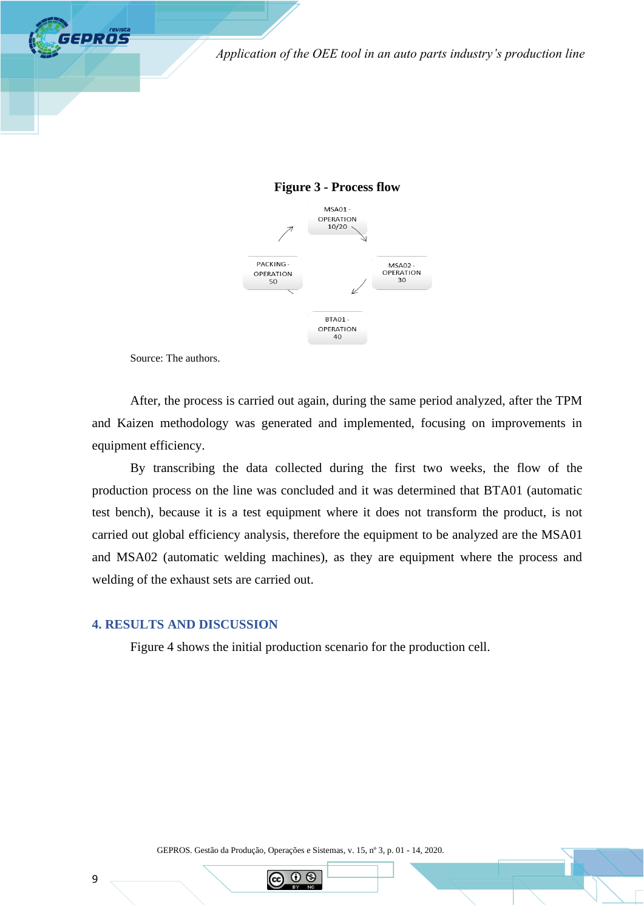**Figure 3 - Process flow**

MSA01 - OPERATION 10/20

MSA02 - OPERATION 30

BTA01 - OPERATION 40

PACKING - OPERATION 50

Source: The authors.

After, the process is carried out again, during the same period analyzed, after the TPM and Kaizen methodology was generated and implemented, focusing on improvements in equipment efficiency.

By transcribing the data collected during the first two weeks, the flow of the production process on the line was concluded and it was determined that BTA01 (automatic test bench), because it is a test equipment where it does not transform the product, is not carried out global efficiency analysis, therefore the equipment to be analyzed are the MSA01 and MSA02 (automatic welding machines), as they are equipment where the process and welding of the exhaust sets are carried out.

## 4. RESULTS AND DISCUSSION

Figure 4 shows the initial production scenario for the production cell.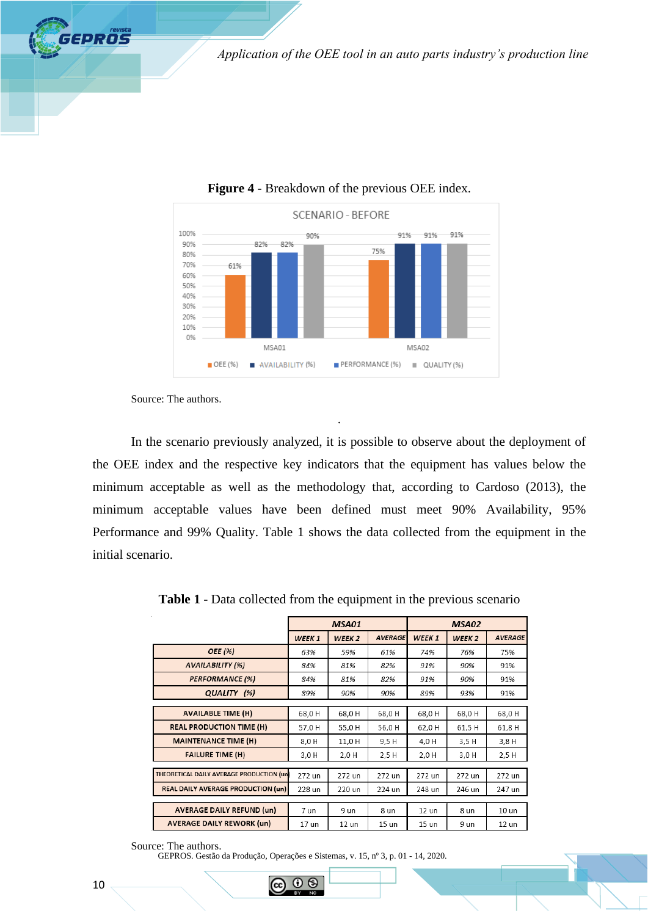**Figure 4** - Breakdown of the previous OEE index.

Source: The authors.

In the scenario previously analyzed, it is possible to observe about the deployment of the OEE index and the respective key indicators that the equipment has values below the minimum acceptable as well as the methodology that, according to Cardoso (2013), the minimum acceptable values have been defined must meet 90% Availability, 95% Performance and 99% Quality. Table 1 shows the data collected from the equipment in the initial scenario.

**Table 1** - Data collected from the equipment in the previous scenario

| | MSA01 | | | MSA02 | | |
|---|---|---|---|---|---|---|
| | WEEK 1 | WEEK 2 | AVERAGE | WEEK 1 | WEEK 2 | AVERAGE |
| OEE (%) | 63% | 59% | 61% | 74% | 76% | 75% |
| AVAILABILITY (%) | 84% | 81% | 82% | 91% | 90% | 91% |
| PERFORMANCE (%) | 84% | 81% | 82% | 91% | 90% | 91% |
| QUALITY (%) | 89% | 90% | 90% | 89% | 93% | 91% |
| AVAILABLE TIME (H) | 68,0 H | 68,0 H | 68,0 H | 68,0 H | 68,0 H | 68,0 H |
| REAL PRODUCTION TIME (H) | 57,0 H | 55,0 H | 56,0 H | 62,0 H | 61,5 H | 61,8 H |
| MAINTENANCE TIME (H) | 8,0 H | 11,0 H | 9,5 H | 4,0 H | 3,5 H | 3,8 H |
| FAILURE TIME (H) | 3,0 H | 2,0 H | 2,5 H | 2,0 H | 3,0 H | 2,5 H |
| THEORETICAL DAILY AVERAGE PRODUCTION (un) | 272 un | 272 un | 272 un | 272 un | 272 un | 272 un |
| REAL DAILY AVERAGE PRODUCTION (un) | 228 un | 220 un | 224 un | 248 un | 246 un | 247 un |
| AVERAGE DAILY REFUND (un) | 7 un | 9 un | 8 un | 12 un | 8 un | 10 un |
| AVERAGE DAILY REWORK (un) | 17 un | 12 un | 15 un | 15 un | 9 un | 12 un |

Source: The authors.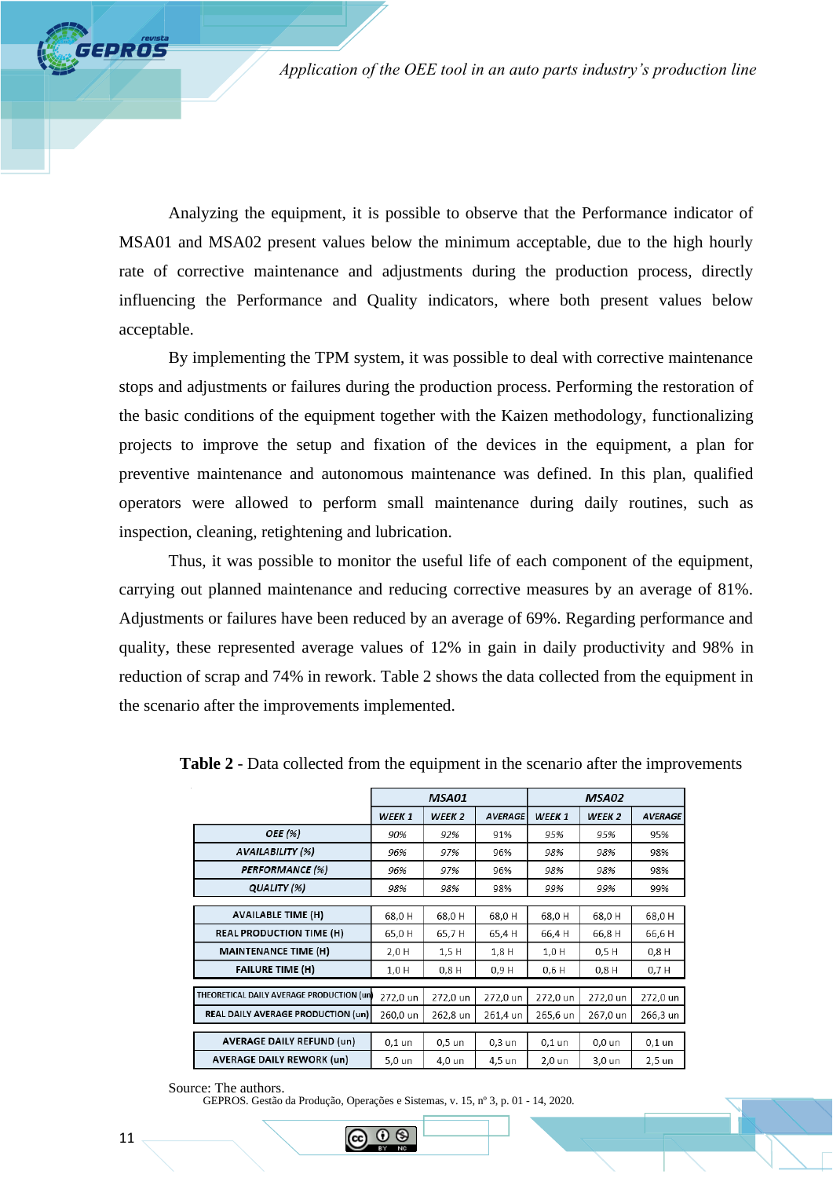Analyzing the equipment, it is possible to observe that the Performance indicator of MSA01 and MSA02 present values below the minimum acceptable, due to the high hourly rate of corrective maintenance and adjustments during the production process, directly influencing the Performance and Quality indicators, where both present values below acceptable.

By implementing the TPM system, it was possible to deal with corrective maintenance stops and adjustments or failures during the production process. Performing the restoration of the basic conditions of the equipment together with the Kaizen methodology, functionalizing projects to improve the setup and fixation of the devices in the equipment, a plan for preventive maintenance and autonomous maintenance was defined. In this plan, qualified operators were allowed to perform small maintenance during daily routines, such as inspection, cleaning, retightening and lubrication.

Thus, it was possible to monitor the useful life of each component of the equipment, carrying out planned maintenance and reducing corrective measures by an average of 81%. Adjustments or failures have been reduced by an average of 69%. Regarding performance and quality, these represented average values of 12% in gain in daily productivity and 98% in reduction of scrap and 74% in rework. Table 2 shows the data collected from the equipment in the scenario after the improvements implemented.

**Table 2** - Data collected from the equipment in the scenario after the improvements

| | MSA01 | | | MSA02 | | |
|---|---|---|---|---|---|---|
| | WEEK 1 | WEEK 2 | AVERAGE | WEEK 1 | WEEK 2 | AVERAGE |
| OEE (%) | 90% | 92% | 91% | 95% | 95% | 95% |
| AVAILABILITY (%) | 96% | 97% | 96% | 98% | 98% | 98% |
| PERFORMANCE (%) | 96% | 97% | 96% | 98% | 98% | 98% |
| QUALITY (%) | 98% | 98% | 98% | 99% | 99% | 99% |
| AVAILABLE TIME (H) | 68,0 H | 68,0 H | 68,0 H | 68,0 H | 68,0 H | 68,0 H |
| REAL PRODUCTION TIME (H) | 65,0 H | 65,7 H | 65,4 H | 66,4 H | 66,8 H | 66,6 H |
| MAINTENANCE TIME (H) | 2,0 H | 1,5 H | 1,8 H | 1,0 H | 0,5 H | 0,8 H |
| FAILURE TIME (H) | 1,0 H | 0,8 H | 0,9 H | 0,6 H | 0,8 H | 0,7 H |
| THEORETICAL DAILY AVERAGE PRODUCTION (un) | 272,0 un | 272,0 un | 272,0 un | 272,0 un | 272,0 un | 272,0 un |
| REAL DAILY AVERAGE PRODUCTION (un) | 260,0 un | 262,8 un | 261,4 un | 265,6 un | 267,0 un | 266,3 un |
| AVERAGE DAILY REFUND (un) | 0,1 un | 0,5 un | 0,3 un | 0,1 un | 0,0 un | 0,1 un |
| AVERAGE DAILY REWORK (un) | 5,0 un | 4,0 un | 4,5 un | 2,0 un | 3,0 un | 2,5 un |

Source: The authors.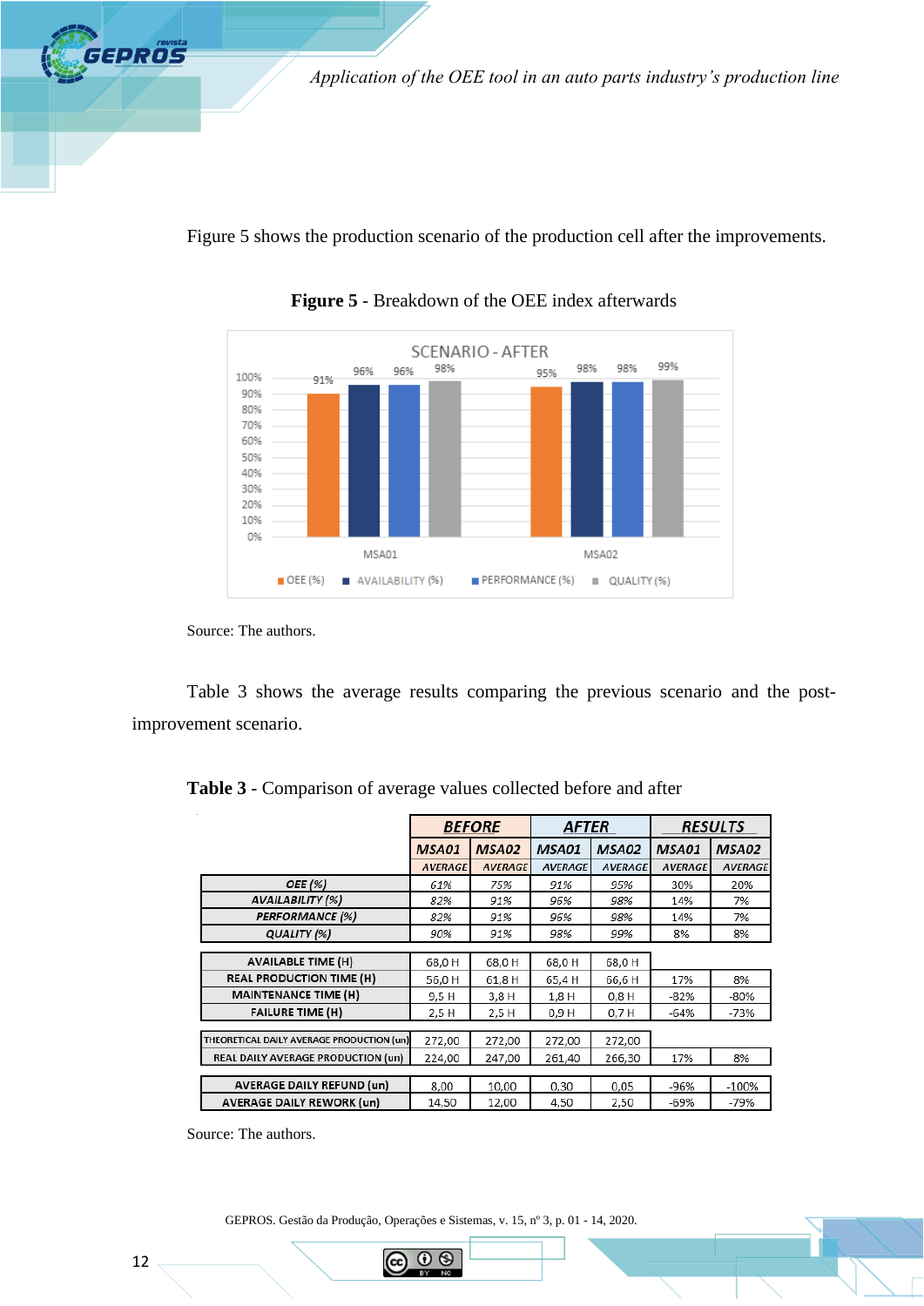Figure 5 shows the production scenario of the production cell after the improvements.

**Figure 5** - Breakdown of the OEE index afterwards

Source: The authors.

Table 3 shows the average results comparing the previous scenario and the post-improvement scenario.

**Table 3** - Comparison of average values collected before and after

| | BEFORE | | AFTER | | RESULTS | |
|---|---|---|---|---|---|---|
| | MSA01 | MSA02 | MSA01 | MSA02 | MSA01 | MSA02 |
| | AVERAGE | AVERAGE | AVERAGE | AVERAGE | AVERAGE | AVERAGE |
| OEE (%) | 61% | 75% | 91% | 95% | 30% | 20% |
| AVAILABILITY (%) | 82% | 91% | 96% | 98% | 14% | 7% |
| PERFORMANCE (%) | 82% | 91% | 96% | 98% | 14% | 7% |
| QUALITY (%) | 90% | 91% | 98% | 99% | 8% | 8% |
| AVAILABLE TIME (H) | 68,0 H | 68,0 H | 68,0 H | 68,0 H | | |
| REAL PRODUCTION TIME (H) | 56,0 H | 61,8 H | 65,4 H | 66,6 H | 17% | 8% |
| MAINTENANCE TIME (H) | 9,5 H | 3,8 H | 1,8 H | 0,8 H | -82% | -80% |
| FAILURE TIME (H) | 2,5 H | 2,5 H | 0,9 H | 0,7 H | -64% | -73% |
| THEORETICAL DAILY AVERAGE PRODUCTION (un) | 272,00 | 272,00 | 272,00 | 272,00 | | |
| REAL DAILY AVERAGE PRODUCTION (un) | 224,00 | 247,00 | 261,40 | 266,30 | 17% | 8% |
| AVERAGE DAILY REFUND (un) | 8,00 | 10,00 | 0,30 | 0,05 | -96% | -100% |
| AVERAGE DAILY REWORK (un) | 14,50 | 12,00 | 4,50 | 2,50 | -69% | -79% |

Source: The authors.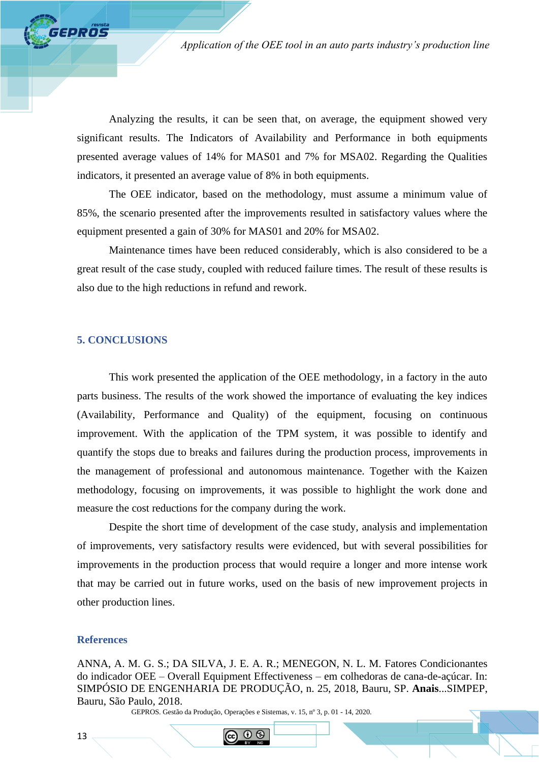Analyzing the results, it can be seen that, on average, the equipment showed very significant results. The Indicators of Availability and Performance in both equipments presented average values of 14% for MAS01 and 7% for MSA02. Regarding the Qualities indicators, it presented an average value of 8% in both equipments.

The OEE indicator, based on the methodology, must assume a minimum value of 85%, the scenario presented after the improvements resulted in satisfactory values where the equipment presented a gain of 30% for MAS01 and 20% for MSA02.

Maintenance times have been reduced considerably, which is also considered to be a great result of the case study, coupled with reduced failure times. The result of these results is also due to the high reductions in refund and rework.

## 5. CONCLUSIONS

This work presented the application of the OEE methodology, in a factory in the auto parts business. The results of the work showed the importance of evaluating the key indices (Availability, Performance and Quality) of the equipment, focusing on continuous improvement. With the application of the TPM system, it was possible to identify and quantify the stops due to breaks and failures during the production process, improvements in the management of professional and autonomous maintenance. Together with the Kaizen methodology, focusing on improvements, it was possible to highlight the work done and measure the cost reductions for the company during the work.

Despite the short time of development of the case study, analysis and implementation of improvements, very satisfactory results were evidenced, but with several possibilities for improvements in the production process that would require a longer and more intense work that may be carried out in future works, used on the basis of new improvement projects in other production lines.

## References

ANNA, A. M. G. S.; DA SILVA, J. E. A. R.; MENEGON, N. L. M. Fatores Condicionantes do indicador OEE – Overall Equipment Effectiveness – em colhedoras de cana-de-açúcar. In: SIMPÓSIO DE ENGENHARIA DE PRODUÇÃO, n. 25, 2018, Bauru, SP. **Anais**...SIMPEP, Bauru, São Paulo, 2018.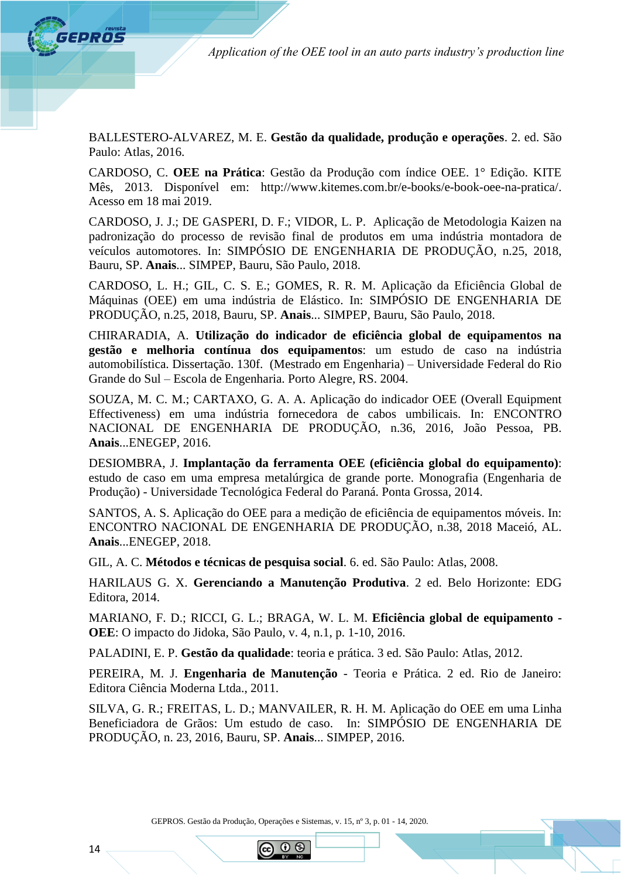BALLESTERO-ALVAREZ, M. E. **Gestão da qualidade, produção e operações**. 2. ed. São Paulo: Atlas, 2016.

CARDOSO, C. **OEE na Prática**: Gestão da Produção com índice OEE. 1° Edição. KITE Mês, 2013. Disponível em: http://www.kitemes.com.br/e-books/e-book-oee-na-pratica/. Acesso em 18 mai 2019.

CARDOSO, J. J.; DE GASPERI, D. F.; VIDOR, L. P. Aplicação de Metodologia Kaizen na padronização do processo de revisão final de produtos em uma indústria montadora de veículos automotores. In: SIMPÓSIO DE ENGENHARIA DE PRODUÇÃO, n.25, 2018, Bauru, SP. **Anais**... SIMPEP, Bauru, São Paulo, 2018.

CARDOSO, L. H.; GIL, C. S. E.; GOMES, R. R. M. Aplicação da Eficiência Global de Máquinas (OEE) em uma indústria de Elástico. In: SIMPÓSIO DE ENGENHARIA DE PRODUÇÃO, n.25, 2018, Bauru, SP. **Anais**... SIMPEP, Bauru, São Paulo, 2018.

CHIRARADIA, A. **Utilização do indicador de eficiência global de equipamentos na gestão e melhoria contínua dos equipamentos**: um estudo de caso na indústria automobilística. Dissertação. 130f. (Mestrado em Engenharia) – Universidade Federal do Rio Grande do Sul – Escola de Engenharia. Porto Alegre, RS. 2004.

SOUZA, M. C. M.; CARTAXO, G. A. A. Aplicação do indicador OEE (Overall Equipment Effectiveness) em uma indústria fornecedora de cabos umbilicais. In: ENCONTRO NACIONAL DE ENGENHARIA DE PRODUÇÃO, n.36, 2016, João Pessoa, PB. **Anais**...ENEGEP, 2016.

DESIOMBRA, J. **Implantação da ferramenta OEE (eficiência global do equipamento)**: estudo de caso em uma empresa metalúrgica de grande porte. Monografia (Engenharia de Produção) - Universidade Tecnológica Federal do Paraná. Ponta Grossa, 2014.

SANTOS, A. S. Aplicação do OEE para a medição de eficiência de equipamentos móveis. In: ENCONTRO NACIONAL DE ENGENHARIA DE PRODUÇÃO, n.38, 2018 Maceió, AL. **Anais**...ENEGEP, 2018.

GIL, A. C. **Métodos e técnicas de pesquisa social**. 6. ed. São Paulo: Atlas, 2008.

HARILAUS G. X. **Gerenciando a Manutenção Produtiva**. 2 ed. Belo Horizonte: EDG Editora, 2014.

MARIANO, F. D.; RICCI, G. L.; BRAGA, W. L. M. **Eficiência global de equipamento - OEE**: O impacto do Jidoka, São Paulo, v. 4, n.1, p. 1-10, 2016.

PALADINI, E. P. **Gestão da qualidade**: teoria e prática. 3 ed. São Paulo: Atlas, 2012.

PEREIRA, M. J. **Engenharia de Manutenção** - Teoria e Prática. 2 ed. Rio de Janeiro: Editora Ciência Moderna Ltda., 2011.

SILVA, G. R.; FREITAS, L. D.; MANVAILER, R. H. M. Aplicação do OEE em uma Linha Beneficiadora de Grãos: Um estudo de caso. In: SIMPÓSIO DE ENGENHARIA DE PRODUÇÃO, n. 23, 2016, Bauru, SP. **Anais**... SIMPEP, 2016.